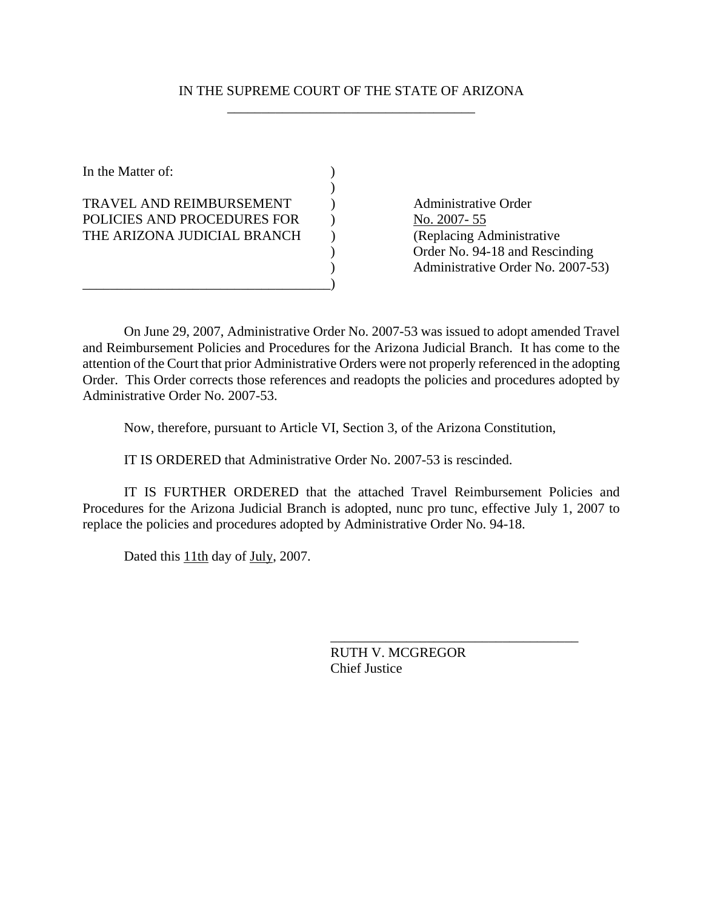IN THE SUPREME COURT OF THE STATE OF ARIZONA

In the Matter of:

TRAVEL AND REIMBURSEMENT POLICIES AND PROCEDURES FOR THE ARIZONA JUDICIAL BRANCH

Administrative Order No. 2007- 55
(Replacing Administrative Order No. 94-18 and Rescinding Administrative Order No. 2007-53)

On June 29, 2007, Administrative Order No. 2007-53 was issued to adopt amended Travel and Reimbursement Policies and Procedures for the Arizona Judicial Branch. It has come to the attention of the Court that prior Administrative Orders were not properly referenced in the adopting Order. This Order corrects those references and readopts the policies and procedures adopted by Administrative Order No. 2007-53.

Now, therefore, pursuant to Article VI, Section 3, of the Arizona Constitution,

IT IS ORDERED that Administrative Order No. 2007-53 is rescinded.

IT IS FURTHER ORDERED that the attached Travel Reimbursement Policies and Procedures for the Arizona Judicial Branch is adopted, nunc pro tunc, effective July 1, 2007 to replace the policies and procedures adopted by Administrative Order No. 94-18.

Dated this 11th day of July, 2007.

RUTH V. MCGREGOR
Chief Justice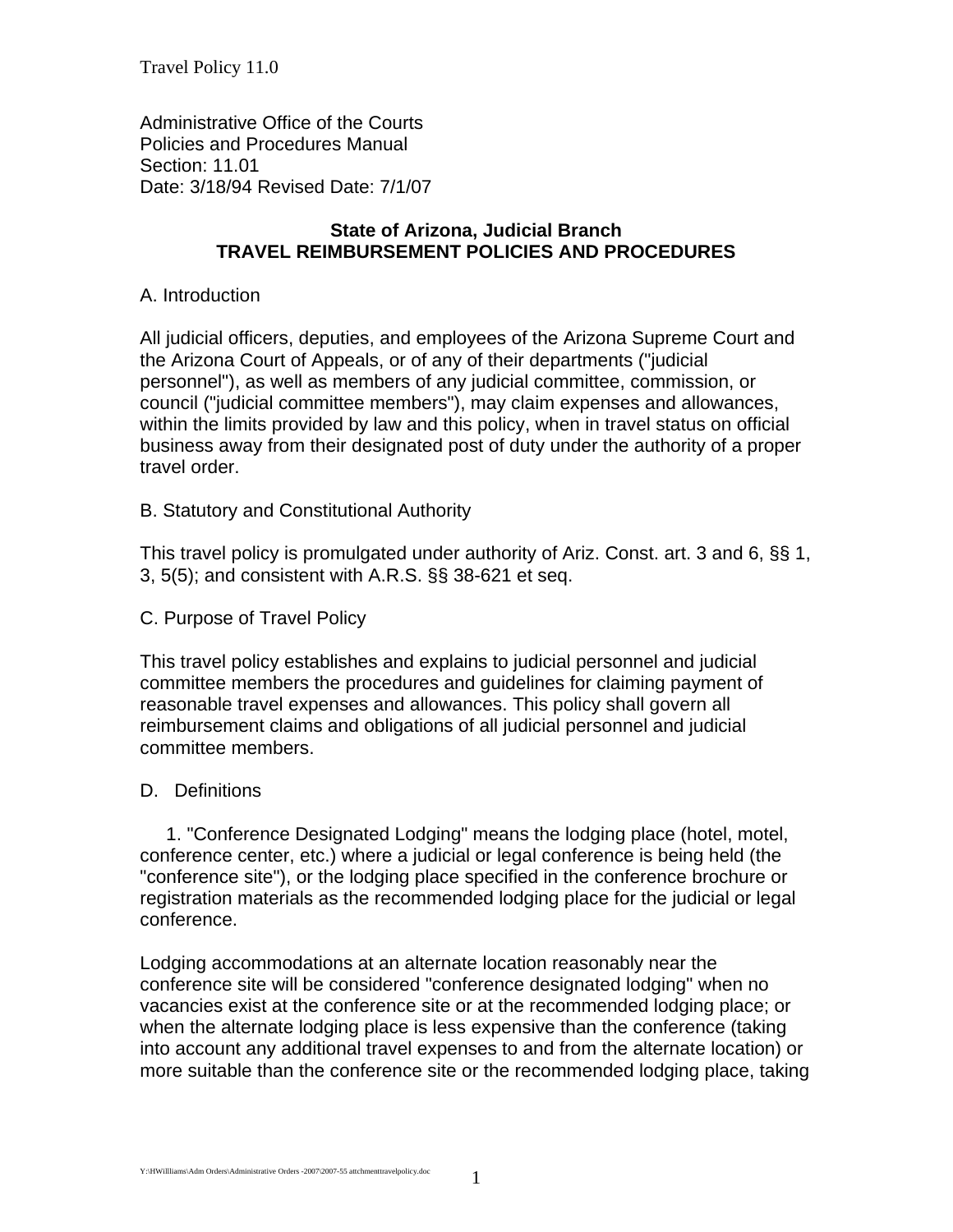Travel Policy 11.0

Administrative Office of the Courts
Policies and Procedures Manual
Section: 11.01
Date: 3/18/94 Revised Date: 7/1/07

## State of Arizona, Judicial Branch
## TRAVEL REIMBURSEMENT POLICIES AND PROCEDURES

A. Introduction

All judicial officers, deputies, and employees of the Arizona Supreme Court and the Arizona Court of Appeals, or of any of their departments ("judicial personnel"), as well as members of any judicial committee, commission, or council ("judicial committee members"), may claim expenses and allowances, within the limits provided by law and this policy, when in travel status on official business away from their designated post of duty under the authority of a proper travel order.

B. Statutory and Constitutional Authority

This travel policy is promulgated under authority of Ariz. Const. art. 3 and 6, §§ 1, 3, 5(5); and consistent with A.R.S. §§ 38-621 et seq.

C. Purpose of Travel Policy

This travel policy establishes and explains to judicial personnel and judicial committee members the procedures and guidelines for claiming payment of reasonable travel expenses and allowances. This policy shall govern all reimbursement claims and obligations of all judicial personnel and judicial committee members.

D. Definitions

1. "Conference Designated Lodging" means the lodging place (hotel, motel, conference center, etc.) where a judicial or legal conference is being held (the "conference site"), or the lodging place specified in the conference brochure or registration materials as the recommended lodging place for the judicial or legal conference.

Lodging accommodations at an alternate location reasonably near the conference site will be considered "conference designated lodging" when no vacancies exist at the conference site or at the recommended lodging place; or when the alternate lodging place is less expensive than the conference (taking into account any additional travel expenses to and from the alternate location) or more suitable than the conference site or the recommended lodging place, taking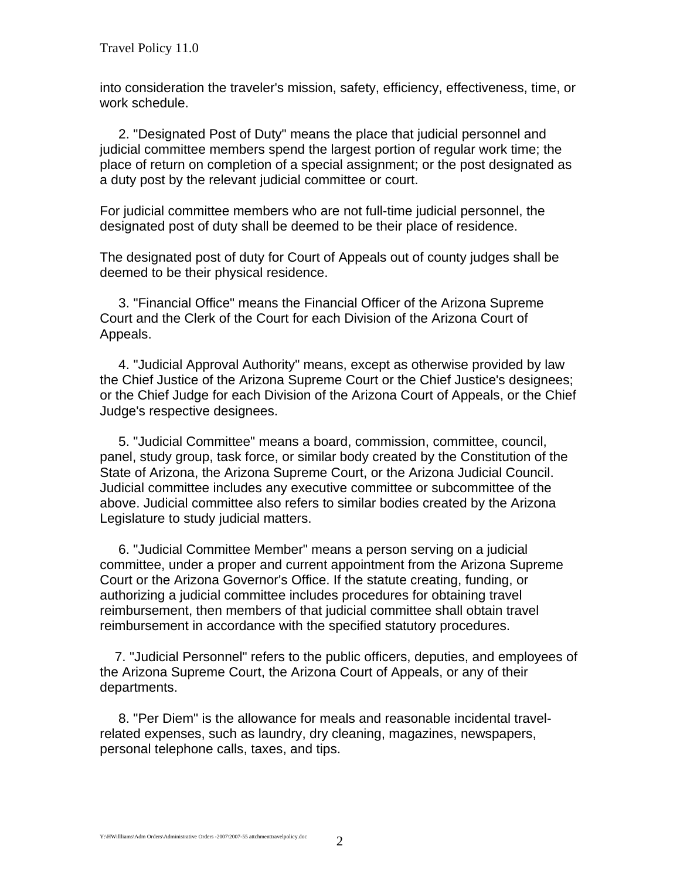into consideration the traveler's mission, safety, efficiency, effectiveness, time, or work schedule.

2. "Designated Post of Duty" means the place that judicial personnel and judicial committee members spend the largest portion of regular work time; the place of return on completion of a special assignment; or the post designated as a duty post by the relevant judicial committee or court.

For judicial committee members who are not full-time judicial personnel, the designated post of duty shall be deemed to be their place of residence.

The designated post of duty for Court of Appeals out of county judges shall be deemed to be their physical residence.

3. "Financial Office" means the Financial Officer of the Arizona Supreme Court and the Clerk of the Court for each Division of the Arizona Court of Appeals.

4. "Judicial Approval Authority" means, except as otherwise provided by law the Chief Justice of the Arizona Supreme Court or the Chief Justice's designees; or the Chief Judge for each Division of the Arizona Court of Appeals, or the Chief Judge's respective designees.

5. "Judicial Committee" means a board, commission, committee, council, panel, study group, task force, or similar body created by the Constitution of the State of Arizona, the Arizona Supreme Court, or the Arizona Judicial Council. Judicial committee includes any executive committee or subcommittee of the above. Judicial committee also refers to similar bodies created by the Arizona Legislature to study judicial matters.

6. "Judicial Committee Member" means a person serving on a judicial committee, under a proper and current appointment from the Arizona Supreme Court or the Arizona Governor's Office. If the statute creating, funding, or authorizing a judicial committee includes procedures for obtaining travel reimbursement, then members of that judicial committee shall obtain travel reimbursement in accordance with the specified statutory procedures.

7. "Judicial Personnel" refers to the public officers, deputies, and employees of the Arizona Supreme Court, the Arizona Court of Appeals, or any of their departments.

8. "Per Diem" is the allowance for meals and reasonable incidental travel-related expenses, such as laundry, dry cleaning, magazines, newspapers, personal telephone calls, taxes, and tips.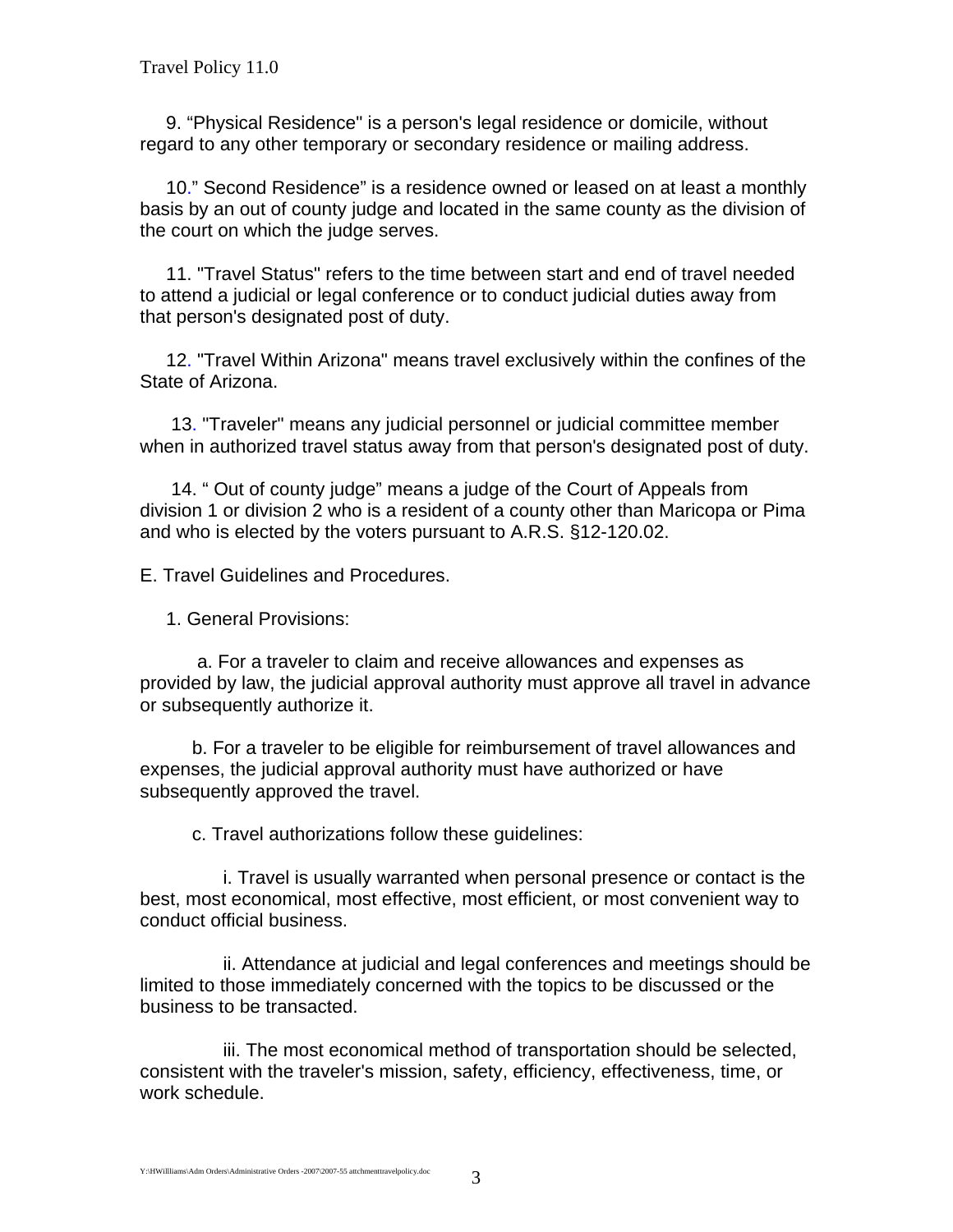9. “Physical Residence" is a person's legal residence or domicile, without regard to any other temporary or secondary residence or mailing address.

10.” Second Residence” is a residence owned or leased on at least a monthly basis by an out of county judge and located in the same county as the division of the court on which the judge serves.

11. "Travel Status" refers to the time between start and end of travel needed to attend a judicial or legal conference or to conduct judicial duties away from that person's designated post of duty.

12. "Travel Within Arizona" means travel exclusively within the confines of the State of Arizona.

13. "Traveler" means any judicial personnel or judicial committee member when in authorized travel status away from that person's designated post of duty.

14. “ Out of county judge” means a judge of the Court of Appeals from division 1 or division 2 who is a resident of a county other than Maricopa or Pima and who is elected by the voters pursuant to A.R.S. §12-120.02.

E. Travel Guidelines and Procedures.

1. General Provisions:

a. For a traveler to claim and receive allowances and expenses as provided by law, the judicial approval authority must approve all travel in advance or subsequently authorize it.

b. For a traveler to be eligible for reimbursement of travel allowances and expenses, the judicial approval authority must have authorized or have subsequently approved the travel.

c. Travel authorizations follow these guidelines:

i. Travel is usually warranted when personal presence or contact is the best, most economical, most effective, most efficient, or most convenient way to conduct official business.

ii. Attendance at judicial and legal conferences and meetings should be limited to those immediately concerned with the topics to be discussed or the business to be transacted.

iii. The most economical method of transportation should be selected, consistent with the traveler's mission, safety, efficiency, effectiveness, time, or work schedule.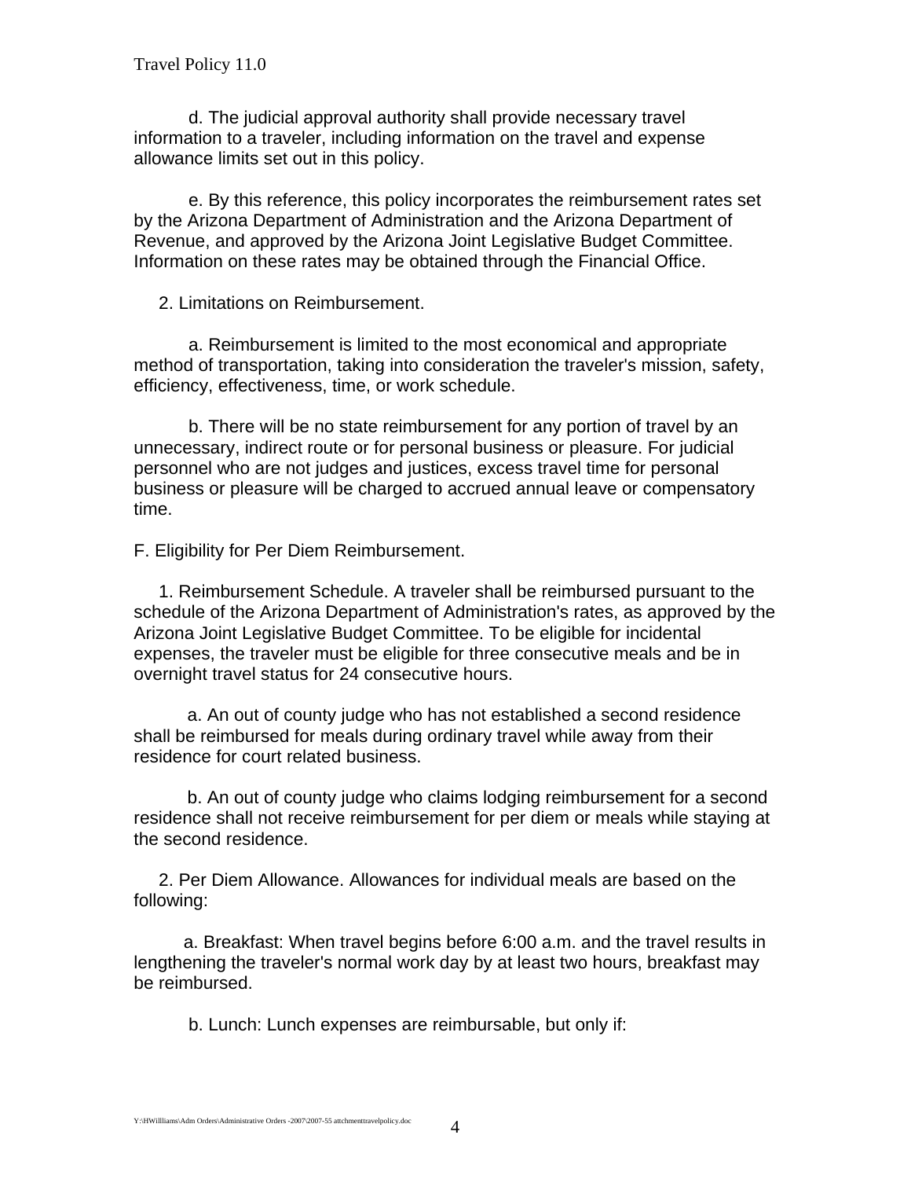d. The judicial approval authority shall provide necessary travel information to a traveler, including information on the travel and expense allowance limits set out in this policy.

e. By this reference, this policy incorporates the reimbursement rates set by the Arizona Department of Administration and the Arizona Department of Revenue, and approved by the Arizona Joint Legislative Budget Committee. Information on these rates may be obtained through the Financial Office.

2. Limitations on Reimbursement.

a. Reimbursement is limited to the most economical and appropriate method of transportation, taking into consideration the traveler's mission, safety, efficiency, effectiveness, time, or work schedule.

b. There will be no state reimbursement for any portion of travel by an unnecessary, indirect route or for personal business or pleasure. For judicial personnel who are not judges and justices, excess travel time for personal business or pleasure will be charged to accrued annual leave or compensatory time.

F. Eligibility for Per Diem Reimbursement.

1. Reimbursement Schedule. A traveler shall be reimbursed pursuant to the schedule of the Arizona Department of Administration's rates, as approved by the Arizona Joint Legislative Budget Committee. To be eligible for incidental expenses, the traveler must be eligible for three consecutive meals and be in overnight travel status for 24 consecutive hours.

a. An out of county judge who has not established a second residence shall be reimbursed for meals during ordinary travel while away from their residence for court related business.

b. An out of county judge who claims lodging reimbursement for a second residence shall not receive reimbursement for per diem or meals while staying at the second residence.

2. Per Diem Allowance. Allowances for individual meals are based on the following:

a. Breakfast: When travel begins before 6:00 a.m. and the travel results in lengthening the traveler's normal work day by at least two hours, breakfast may be reimbursed.

b. Lunch: Lunch expenses are reimbursable, but only if: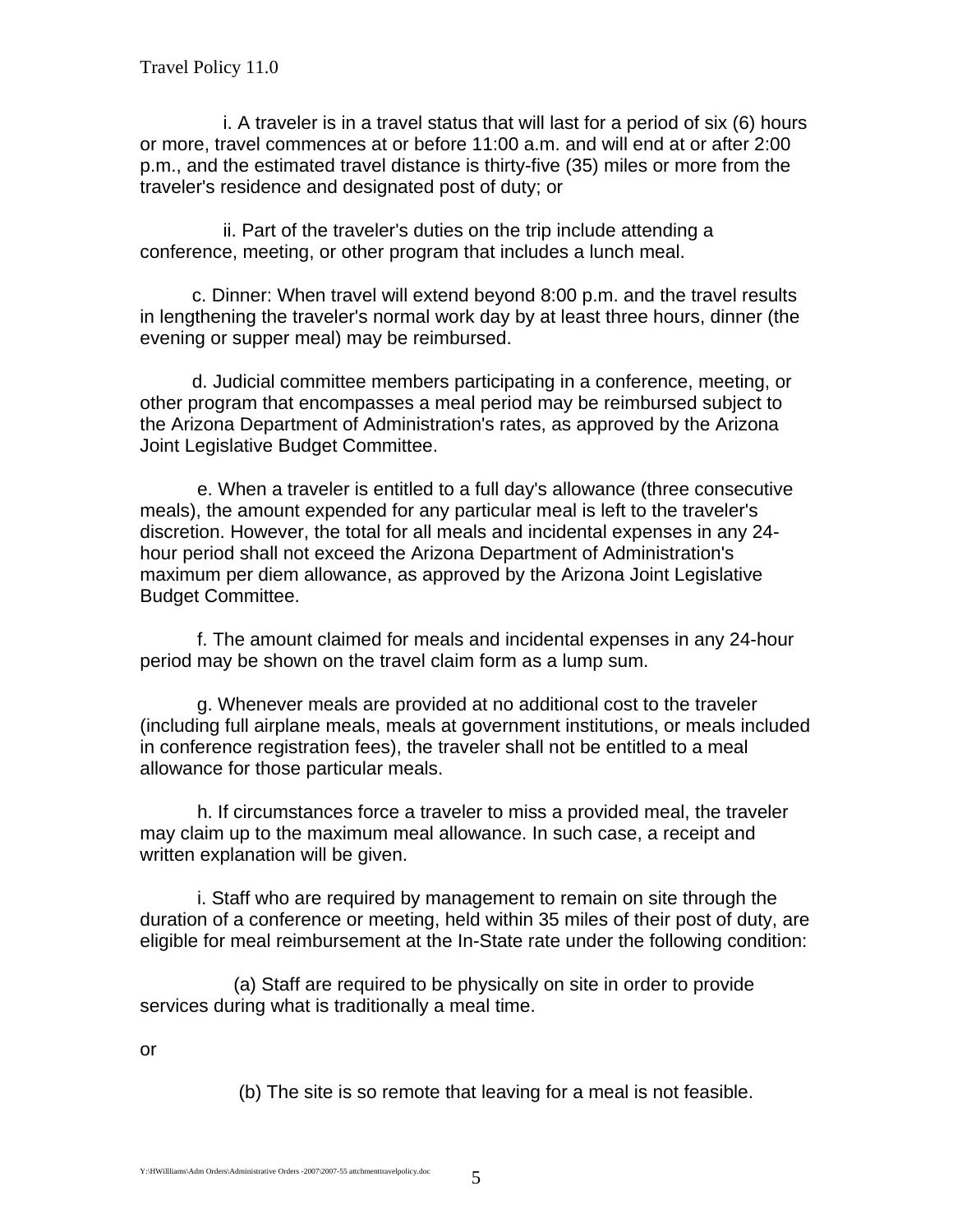i. A traveler is in a travel status that will last for a period of six (6) hours or more, travel commences at or before 11:00 a.m. and will end at or after 2:00 p.m., and the estimated travel distance is thirty-five (35) miles or more from the traveler's residence and designated post of duty; or

ii. Part of the traveler's duties on the trip include attending a conference, meeting, or other program that includes a lunch meal.

c. Dinner: When travel will extend beyond 8:00 p.m. and the travel results in lengthening the traveler's normal work day by at least three hours, dinner (the evening or supper meal) may be reimbursed.

d. Judicial committee members participating in a conference, meeting, or other program that encompasses a meal period may be reimbursed subject to the Arizona Department of Administration's rates, as approved by the Arizona Joint Legislative Budget Committee.

e. When a traveler is entitled to a full day's allowance (three consecutive meals), the amount expended for any particular meal is left to the traveler's discretion. However, the total for all meals and incidental expenses in any 24-hour period shall not exceed the Arizona Department of Administration's maximum per diem allowance, as approved by the Arizona Joint Legislative Budget Committee.

f. The amount claimed for meals and incidental expenses in any 24-hour period may be shown on the travel claim form as a lump sum.

g. Whenever meals are provided at no additional cost to the traveler (including full airplane meals, meals at government institutions, or meals included in conference registration fees), the traveler shall not be entitled to a meal allowance for those particular meals.

h. If circumstances force a traveler to miss a provided meal, the traveler may claim up to the maximum meal allowance. In such case, a receipt and written explanation will be given.

i. Staff who are required by management to remain on site through the duration of a conference or meeting, held within 35 miles of their post of duty, are eligible for meal reimbursement at the In-State rate under the following condition:

(a) Staff are required to be physically on site in order to provide services during what is traditionally a meal time.

or

(b) The site is so remote that leaving for a meal is not feasible.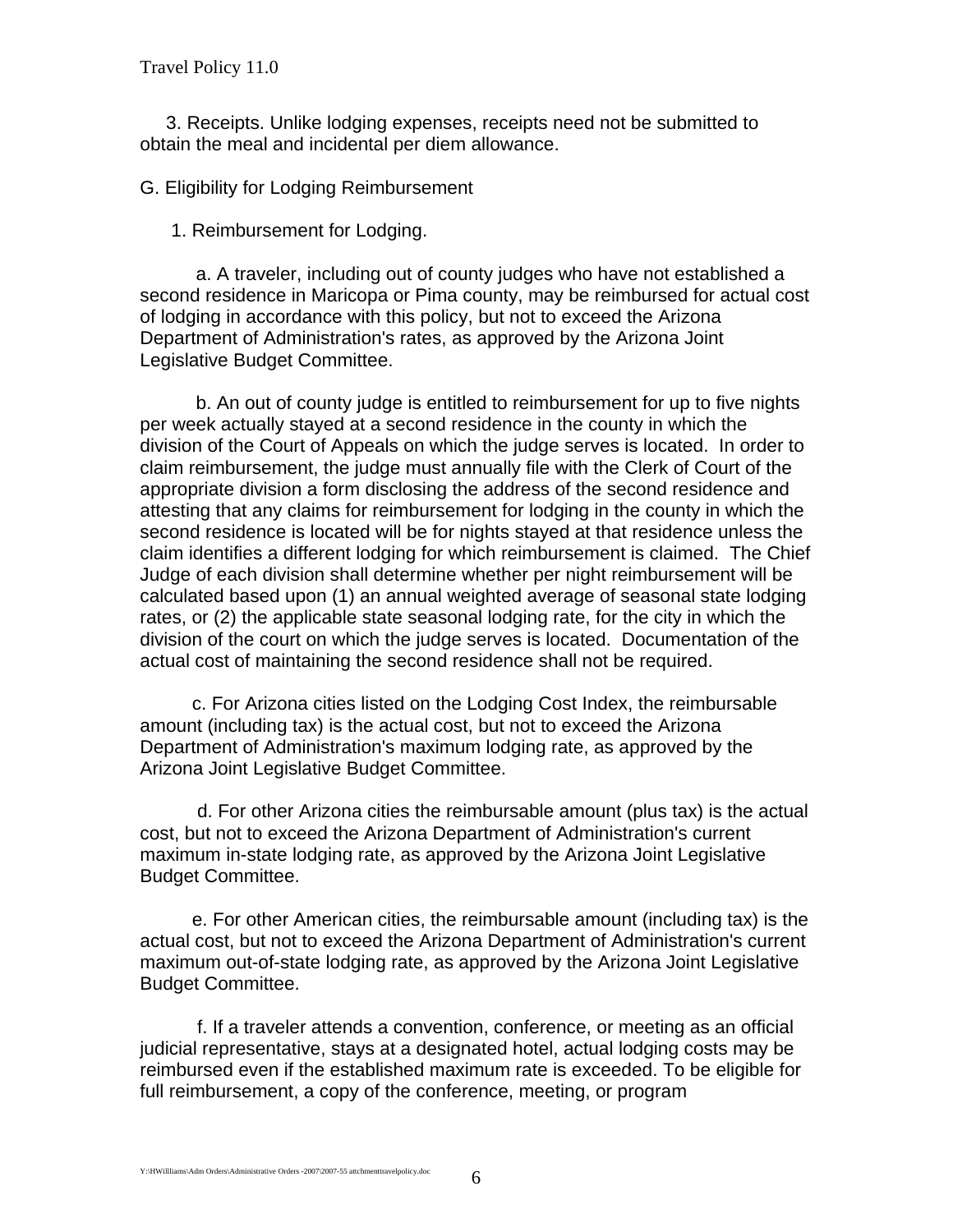3. Receipts. Unlike lodging expenses, receipts need not be submitted to obtain the meal and incidental per diem allowance.

G. Eligibility for Lodging Reimbursement

1. Reimbursement for Lodging.

a. A traveler, including out of county judges who have not established a second residence in Maricopa or Pima county, may be reimbursed for actual cost of lodging in accordance with this policy, but not to exceed the Arizona Department of Administration's rates, as approved by the Arizona Joint Legislative Budget Committee.

b. An out of county judge is entitled to reimbursement for up to five nights per week actually stayed at a second residence in the county in which the division of the Court of Appeals on which the judge serves is located. In order to claim reimbursement, the judge must annually file with the Clerk of Court of the appropriate division a form disclosing the address of the second residence and attesting that any claims for reimbursement for lodging in the county in which the second residence is located will be for nights stayed at that residence unless the claim identifies a different lodging for which reimbursement is claimed. The Chief Judge of each division shall determine whether per night reimbursement will be calculated based upon (1) an annual weighted average of seasonal state lodging rates, or (2) the applicable state seasonal lodging rate, for the city in which the division of the court on which the judge serves is located. Documentation of the actual cost of maintaining the second residence shall not be required.

c. For Arizona cities listed on the Lodging Cost Index, the reimbursable amount (including tax) is the actual cost, but not to exceed the Arizona Department of Administration's maximum lodging rate, as approved by the Arizona Joint Legislative Budget Committee.

d. For other Arizona cities the reimbursable amount (plus tax) is the actual cost, but not to exceed the Arizona Department of Administration's current maximum in-state lodging rate, as approved by the Arizona Joint Legislative Budget Committee.

e. For other American cities, the reimbursable amount (including tax) is the actual cost, but not to exceed the Arizona Department of Administration's current maximum out-of-state lodging rate, as approved by the Arizona Joint Legislative Budget Committee.

f. If a traveler attends a convention, conference, or meeting as an official judicial representative, stays at a designated hotel, actual lodging costs may be reimbursed even if the established maximum rate is exceeded. To be eligible for full reimbursement, a copy of the conference, meeting, or program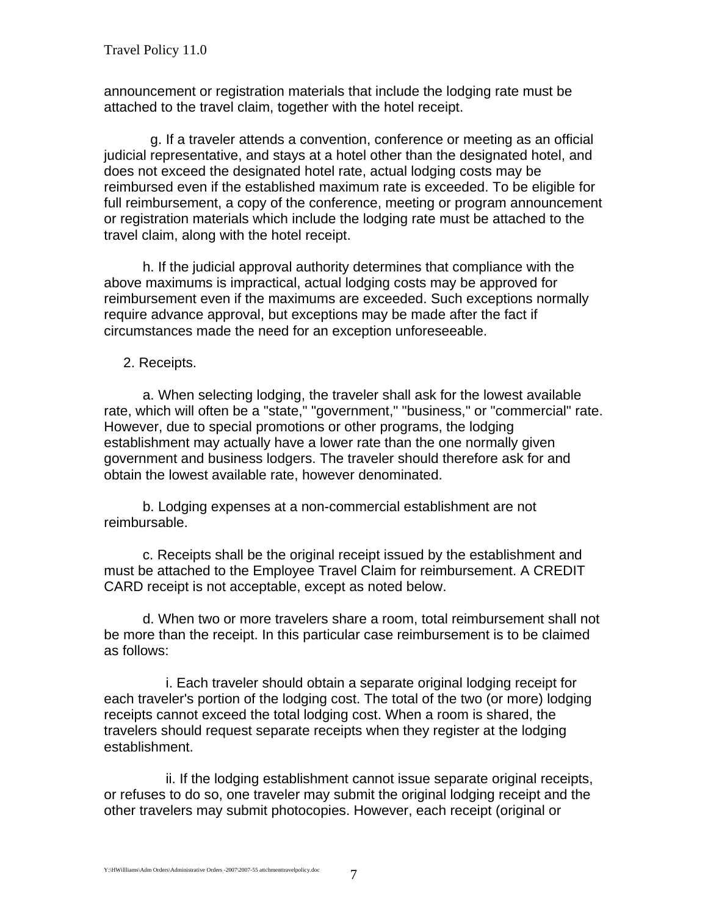announcement or registration materials that include the lodging rate must be attached to the travel claim, together with the hotel receipt.

g. If a traveler attends a convention, conference or meeting as an official judicial representative, and stays at a hotel other than the designated hotel, and does not exceed the designated hotel rate, actual lodging costs may be reimbursed even if the established maximum rate is exceeded. To be eligible for full reimbursement, a copy of the conference, meeting or program announcement or registration materials which include the lodging rate must be attached to the travel claim, along with the hotel receipt.

h. If the judicial approval authority determines that compliance with the above maximums is impractical, actual lodging costs may be approved for reimbursement even if the maximums are exceeded. Such exceptions normally require advance approval, but exceptions may be made after the fact if circumstances made the need for an exception unforeseeable.

2. Receipts.

a. When selecting lodging, the traveler shall ask for the lowest available rate, which will often be a "state," "government," "business," or "commercial" rate. However, due to special promotions or other programs, the lodging establishment may actually have a lower rate than the one normally given government and business lodgers. The traveler should therefore ask for and obtain the lowest available rate, however denominated.

b. Lodging expenses at a non-commercial establishment are not reimbursable.

c. Receipts shall be the original receipt issued by the establishment and must be attached to the Employee Travel Claim for reimbursement. A CREDIT CARD receipt is not acceptable, except as noted below.

d. When two or more travelers share a room, total reimbursement shall not be more than the receipt. In this particular case reimbursement is to be claimed as follows:

i. Each traveler should obtain a separate original lodging receipt for each traveler's portion of the lodging cost. The total of the two (or more) lodging receipts cannot exceed the total lodging cost. When a room is shared, the travelers should request separate receipts when they register at the lodging establishment.

ii. If the lodging establishment cannot issue separate original receipts, or refuses to do so, one traveler may submit the original lodging receipt and the other travelers may submit photocopies. However, each receipt (original or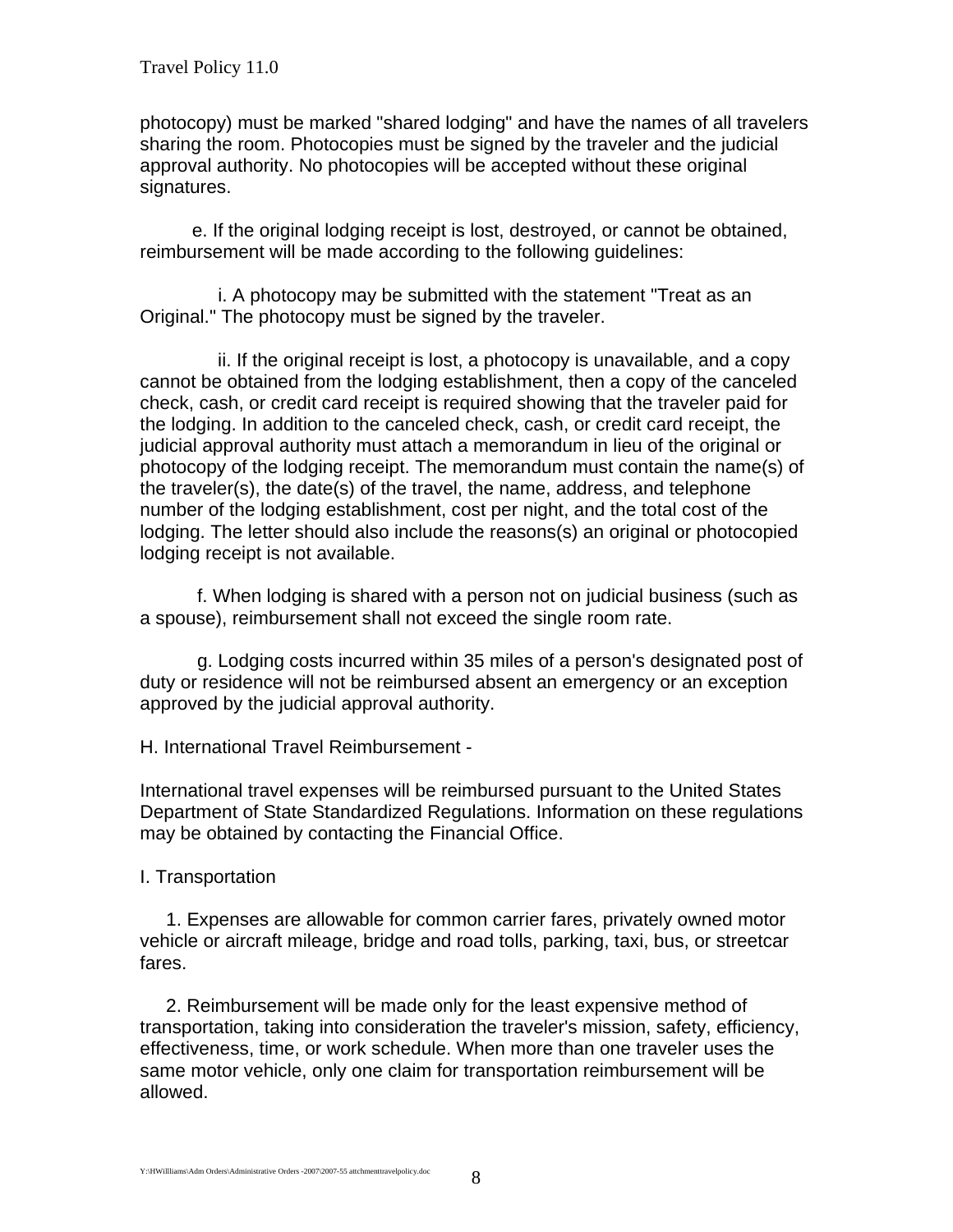photocopy) must be marked "shared lodging" and have the names of all travelers sharing the room. Photocopies must be signed by the traveler and the judicial approval authority. No photocopies will be accepted without these original signatures.

e. If the original lodging receipt is lost, destroyed, or cannot be obtained, reimbursement will be made according to the following guidelines:

i. A photocopy may be submitted with the statement "Treat as an Original." The photocopy must be signed by the traveler.

ii. If the original receipt is lost, a photocopy is unavailable, and a copy cannot be obtained from the lodging establishment, then a copy of the canceled check, cash, or credit card receipt is required showing that the traveler paid for the lodging. In addition to the canceled check, cash, or credit card receipt, the judicial approval authority must attach a memorandum in lieu of the original or photocopy of the lodging receipt. The memorandum must contain the name(s) of the traveler(s), the date(s) of the travel, the name, address, and telephone number of the lodging establishment, cost per night, and the total cost of the lodging. The letter should also include the reasons(s) an original or photocopied lodging receipt is not available.

f. When lodging is shared with a person not on judicial business (such as a spouse), reimbursement shall not exceed the single room rate.

g. Lodging costs incurred within 35 miles of a person's designated post of duty or residence will not be reimbursed absent an emergency or an exception approved by the judicial approval authority.

H. International Travel Reimbursement -

International travel expenses will be reimbursed pursuant to the United States Department of State Standardized Regulations. Information on these regulations may be obtained by contacting the Financial Office.

I. Transportation

1. Expenses are allowable for common carrier fares, privately owned motor vehicle or aircraft mileage, bridge and road tolls, parking, taxi, bus, or streetcar fares.

2. Reimbursement will be made only for the least expensive method of transportation, taking into consideration the traveler's mission, safety, efficiency, effectiveness, time, or work schedule. When more than one traveler uses the same motor vehicle, only one claim for transportation reimbursement will be allowed.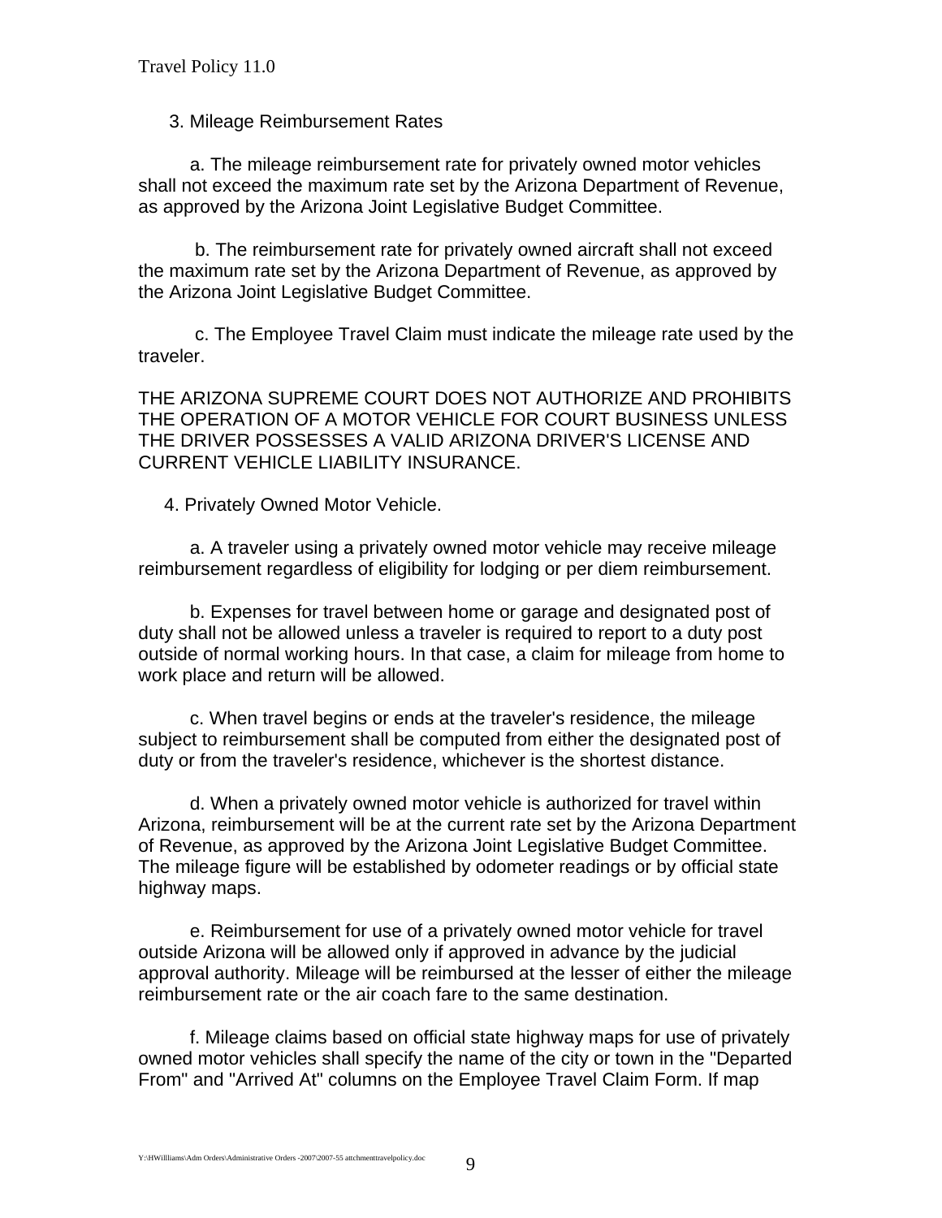3. Mileage Reimbursement Rates

a. The mileage reimbursement rate for privately owned motor vehicles shall not exceed the maximum rate set by the Arizona Department of Revenue, as approved by the Arizona Joint Legislative Budget Committee.

b. The reimbursement rate for privately owned aircraft shall not exceed the maximum rate set by the Arizona Department of Revenue, as approved by the Arizona Joint Legislative Budget Committee.

c. The Employee Travel Claim must indicate the mileage rate used by the traveler.

THE ARIZONA SUPREME COURT DOES NOT AUTHORIZE AND PROHIBITS THE OPERATION OF A MOTOR VEHICLE FOR COURT BUSINESS UNLESS THE DRIVER POSSESSES A VALID ARIZONA DRIVER'S LICENSE AND CURRENT VEHICLE LIABILITY INSURANCE.

4. Privately Owned Motor Vehicle.

a. A traveler using a privately owned motor vehicle may receive mileage reimbursement regardless of eligibility for lodging or per diem reimbursement.

b. Expenses for travel between home or garage and designated post of duty shall not be allowed unless a traveler is required to report to a duty post outside of normal working hours. In that case, a claim for mileage from home to work place and return will be allowed.

c. When travel begins or ends at the traveler's residence, the mileage subject to reimbursement shall be computed from either the designated post of duty or from the traveler's residence, whichever is the shortest distance.

d. When a privately owned motor vehicle is authorized for travel within Arizona, reimbursement will be at the current rate set by the Arizona Department of Revenue, as approved by the Arizona Joint Legislative Budget Committee. The mileage figure will be established by odometer readings or by official state highway maps.

e. Reimbursement for use of a privately owned motor vehicle for travel outside Arizona will be allowed only if approved in advance by the judicial approval authority. Mileage will be reimbursed at the lesser of either the mileage reimbursement rate or the air coach fare to the same destination.

f. Mileage claims based on official state highway maps for use of privately owned motor vehicles shall specify the name of the city or town in the "Departed From" and "Arrived At" columns on the Employee Travel Claim Form. If map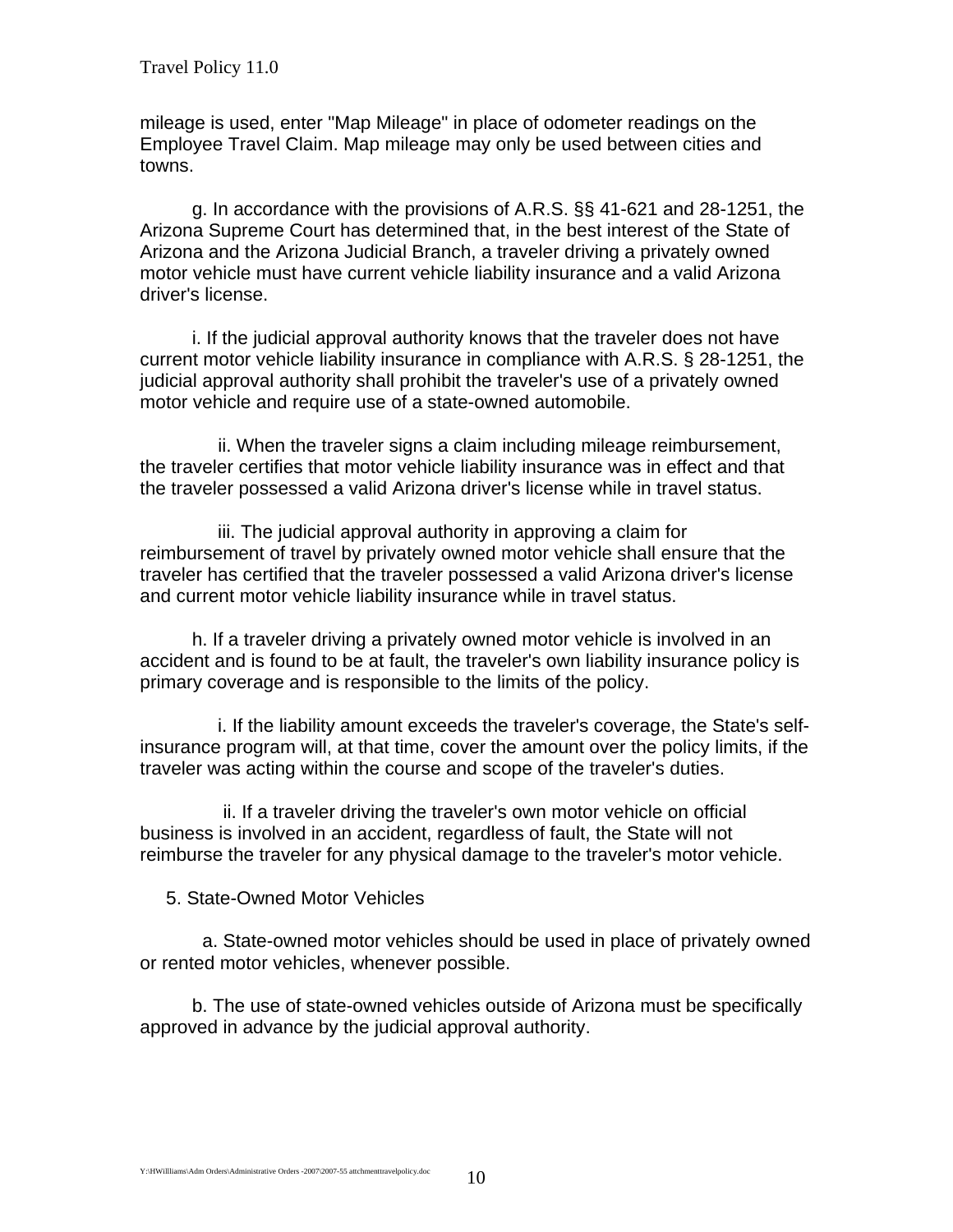mileage is used, enter "Map Mileage" in place of odometer readings on the Employee Travel Claim. Map mileage may only be used between cities and towns.

g. In accordance with the provisions of A.R.S. §§ 41-621 and 28-1251, the Arizona Supreme Court has determined that, in the best interest of the State of Arizona and the Arizona Judicial Branch, a traveler driving a privately owned motor vehicle must have current vehicle liability insurance and a valid Arizona driver's license.

i. If the judicial approval authority knows that the traveler does not have current motor vehicle liability insurance in compliance with A.R.S. § 28-1251, the judicial approval authority shall prohibit the traveler's use of a privately owned motor vehicle and require use of a state-owned automobile.

ii. When the traveler signs a claim including mileage reimbursement, the traveler certifies that motor vehicle liability insurance was in effect and that the traveler possessed a valid Arizona driver's license while in travel status.

iii. The judicial approval authority in approving a claim for reimbursement of travel by privately owned motor vehicle shall ensure that the traveler has certified that the traveler possessed a valid Arizona driver's license and current motor vehicle liability insurance while in travel status.

h. If a traveler driving a privately owned motor vehicle is involved in an accident and is found to be at fault, the traveler's own liability insurance policy is primary coverage and is responsible to the limits of the policy.

i. If the liability amount exceeds the traveler's coverage, the State's self-insurance program will, at that time, cover the amount over the policy limits, if the traveler was acting within the course and scope of the traveler's duties.

ii. If a traveler driving the traveler's own motor vehicle on official business is involved in an accident, regardless of fault, the State will not reimburse the traveler for any physical damage to the traveler's motor vehicle.

5. State-Owned Motor Vehicles

a. State-owned motor vehicles should be used in place of privately owned or rented motor vehicles, whenever possible.

b. The use of state-owned vehicles outside of Arizona must be specifically approved in advance by the judicial approval authority.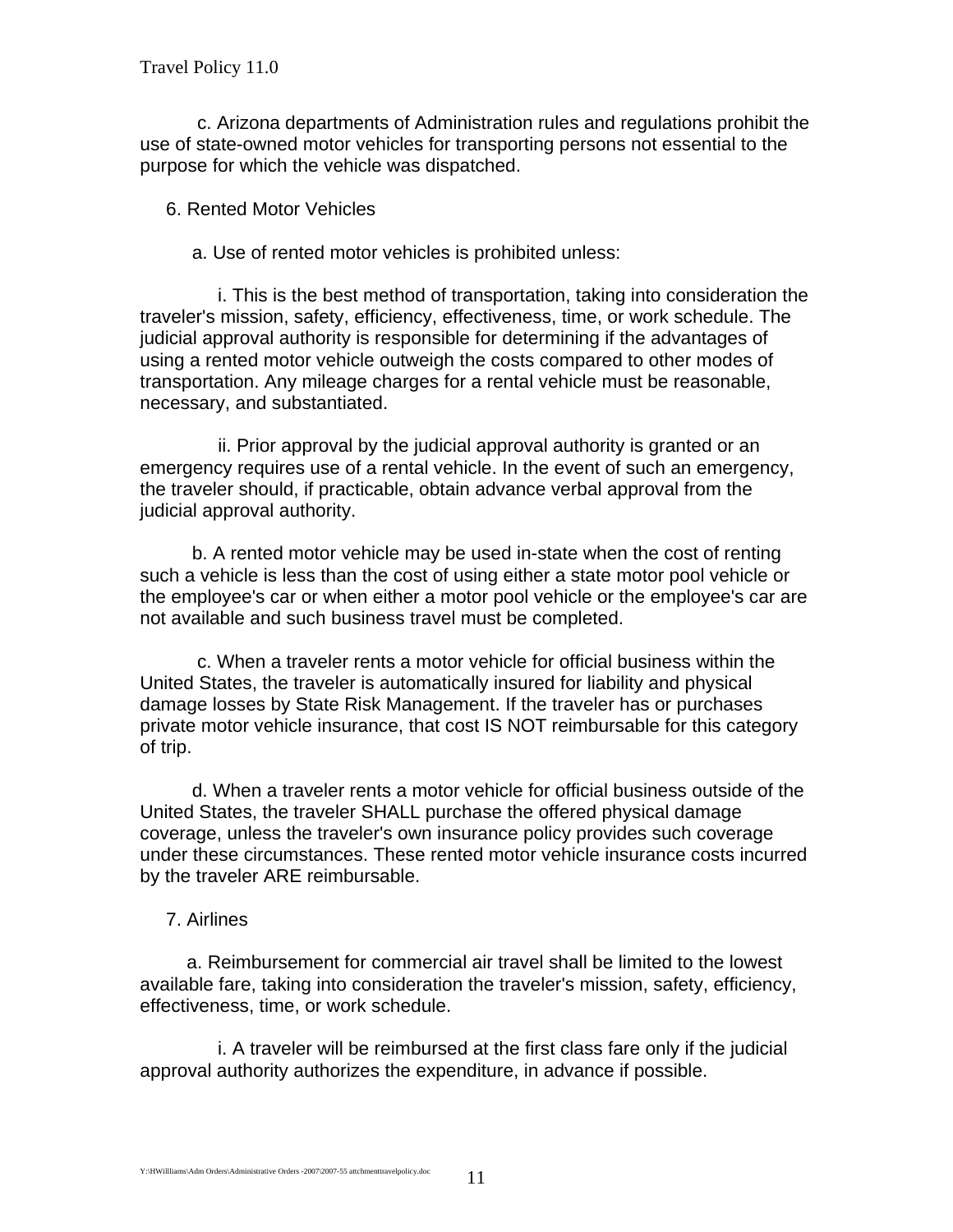c. Arizona departments of Administration rules and regulations prohibit the use of state-owned motor vehicles for transporting persons not essential to the purpose for which the vehicle was dispatched.

6. Rented Motor Vehicles

a. Use of rented motor vehicles is prohibited unless:

i. This is the best method of transportation, taking into consideration the traveler's mission, safety, efficiency, effectiveness, time, or work schedule. The judicial approval authority is responsible for determining if the advantages of using a rented motor vehicle outweigh the costs compared to other modes of transportation. Any mileage charges for a rental vehicle must be reasonable, necessary, and substantiated.

ii. Prior approval by the judicial approval authority is granted or an emergency requires use of a rental vehicle. In the event of such an emergency, the traveler should, if practicable, obtain advance verbal approval from the judicial approval authority.

b. A rented motor vehicle may be used in-state when the cost of renting such a vehicle is less than the cost of using either a state motor pool vehicle or the employee's car or when either a motor pool vehicle or the employee's car are not available and such business travel must be completed.

c. When a traveler rents a motor vehicle for official business within the United States, the traveler is automatically insured for liability and physical damage losses by State Risk Management. If the traveler has or purchases private motor vehicle insurance, that cost IS NOT reimbursable for this category of trip.

d. When a traveler rents a motor vehicle for official business outside of the United States, the traveler SHALL purchase the offered physical damage coverage, unless the traveler's own insurance policy provides such coverage under these circumstances. These rented motor vehicle insurance costs incurred by the traveler ARE reimbursable.

7. Airlines

a. Reimbursement for commercial air travel shall be limited to the lowest available fare, taking into consideration the traveler's mission, safety, efficiency, effectiveness, time, or work schedule.

i. A traveler will be reimbursed at the first class fare only if the judicial approval authority authorizes the expenditure, in advance if possible.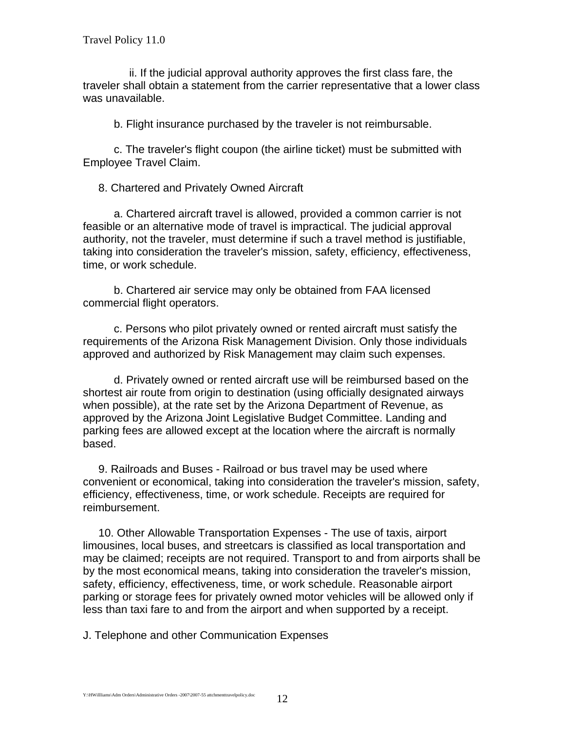ii. If the judicial approval authority approves the first class fare, the traveler shall obtain a statement from the carrier representative that a lower class was unavailable.

b. Flight insurance purchased by the traveler is not reimbursable.

c. The traveler's flight coupon (the airline ticket) must be submitted with Employee Travel Claim.

8. Chartered and Privately Owned Aircraft

a. Chartered aircraft travel is allowed, provided a common carrier is not feasible or an alternative mode of travel is impractical. The judicial approval authority, not the traveler, must determine if such a travel method is justifiable, taking into consideration the traveler's mission, safety, efficiency, effectiveness, time, or work schedule.

b. Chartered air service may only be obtained from FAA licensed commercial flight operators.

c. Persons who pilot privately owned or rented aircraft must satisfy the requirements of the Arizona Risk Management Division. Only those individuals approved and authorized by Risk Management may claim such expenses.

d. Privately owned or rented aircraft use will be reimbursed based on the shortest air route from origin to destination (using officially designated airways when possible), at the rate set by the Arizona Department of Revenue, as approved by the Arizona Joint Legislative Budget Committee. Landing and parking fees are allowed except at the location where the aircraft is normally based.

9. Railroads and Buses - Railroad or bus travel may be used where convenient or economical, taking into consideration the traveler's mission, safety, efficiency, effectiveness, time, or work schedule. Receipts are required for reimbursement.

10. Other Allowable Transportation Expenses - The use of taxis, airport limousines, local buses, and streetcars is classified as local transportation and may be claimed; receipts are not required. Transport to and from airports shall be by the most economical means, taking into consideration the traveler's mission, safety, efficiency, effectiveness, time, or work schedule. Reasonable airport parking or storage fees for privately owned motor vehicles will be allowed only if less than taxi fare to and from the airport and when supported by a receipt.

J. Telephone and other Communication Expenses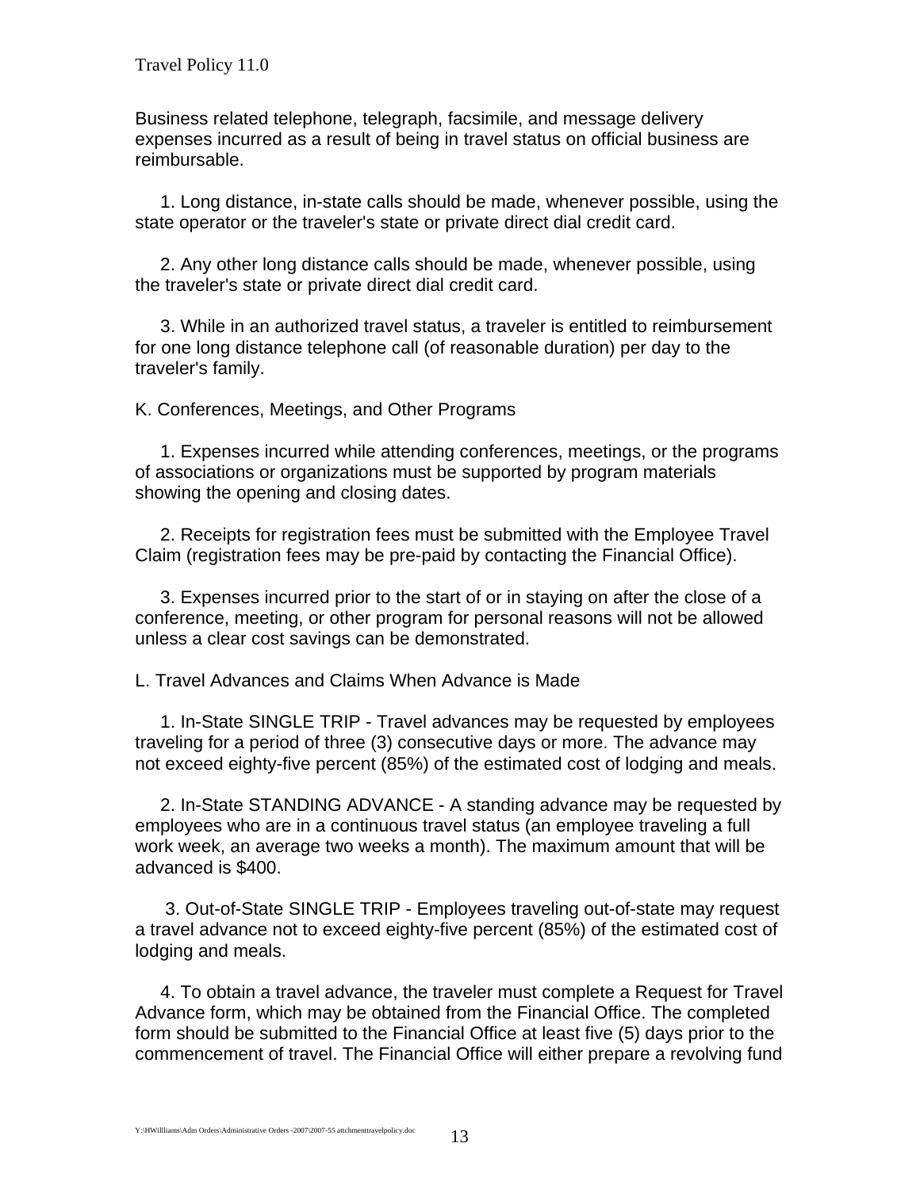Business related telephone, telegraph, facsimile, and message delivery expenses incurred as a result of being in travel status on official business are reimbursable.

1. Long distance, in-state calls should be made, whenever possible, using the state operator or the traveler's state or private direct dial credit card.

2. Any other long distance calls should be made, whenever possible, using the traveler's state or private direct dial credit card.

3. While in an authorized travel status, a traveler is entitled to reimbursement for one long distance telephone call (of reasonable duration) per day to the traveler's family.

K. Conferences, Meetings, and Other Programs

1. Expenses incurred while attending conferences, meetings, or the programs of associations or organizations must be supported by program materials showing the opening and closing dates.

2. Receipts for registration fees must be submitted with the Employee Travel Claim (registration fees may be pre-paid by contacting the Financial Office).

3. Expenses incurred prior to the start of or in staying on after the close of a conference, meeting, or other program for personal reasons will not be allowed unless a clear cost savings can be demonstrated.

L. Travel Advances and Claims When Advance is Made

1. In-State SINGLE TRIP - Travel advances may be requested by employees traveling for a period of three (3) consecutive days or more. The advance may not exceed eighty-five percent (85%) of the estimated cost of lodging and meals.

2. In-State STANDING ADVANCE - A standing advance may be requested by employees who are in a continuous travel status (an employee traveling a full work week, an average two weeks a month). The maximum amount that will be advanced is $400.

3. Out-of-State SINGLE TRIP - Employees traveling out-of-state may request a travel advance not to exceed eighty-five percent (85%) of the estimated cost of lodging and meals.

4. To obtain a travel advance, the traveler must complete a Request for Travel Advance form, which may be obtained from the Financial Office. The completed form should be submitted to the Financial Office at least five (5) days prior to the commencement of travel. The Financial Office will either prepare a revolving fund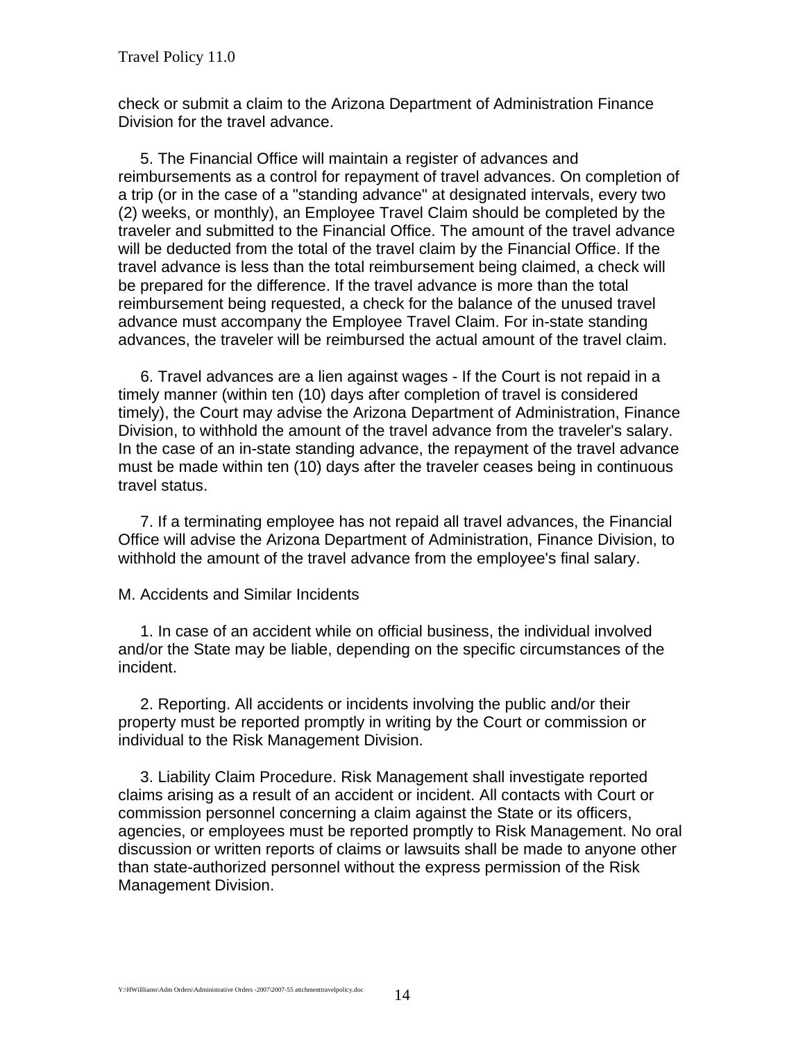check or submit a claim to the Arizona Department of Administration Finance Division for the travel advance.

5. The Financial Office will maintain a register of advances and reimbursements as a control for repayment of travel advances. On completion of a trip (or in the case of a "standing advance" at designated intervals, every two (2) weeks, or monthly), an Employee Travel Claim should be completed by the traveler and submitted to the Financial Office. The amount of the travel advance will be deducted from the total of the travel claim by the Financial Office. If the travel advance is less than the total reimbursement being claimed, a check will be prepared for the difference. If the travel advance is more than the total reimbursement being requested, a check for the balance of the unused travel advance must accompany the Employee Travel Claim. For in-state standing advances, the traveler will be reimbursed the actual amount of the travel claim.

6. Travel advances are a lien against wages - If the Court is not repaid in a timely manner (within ten (10) days after completion of travel is considered timely), the Court may advise the Arizona Department of Administration, Finance Division, to withhold the amount of the travel advance from the traveler's salary. In the case of an in-state standing advance, the repayment of the travel advance must be made within ten (10) days after the traveler ceases being in continuous travel status.

7. If a terminating employee has not repaid all travel advances, the Financial Office will advise the Arizona Department of Administration, Finance Division, to withhold the amount of the travel advance from the employee's final salary.

M. Accidents and Similar Incidents

1. In case of an accident while on official business, the individual involved and/or the State may be liable, depending on the specific circumstances of the incident.

2. Reporting. All accidents or incidents involving the public and/or their property must be reported promptly in writing by the Court or commission or individual to the Risk Management Division.

3. Liability Claim Procedure. Risk Management shall investigate reported claims arising as a result of an accident or incident. All contacts with Court or commission personnel concerning a claim against the State or its officers, agencies, or employees must be reported promptly to Risk Management. No oral discussion or written reports of claims or lawsuits shall be made to anyone other than state-authorized personnel without the express permission of the Risk Management Division.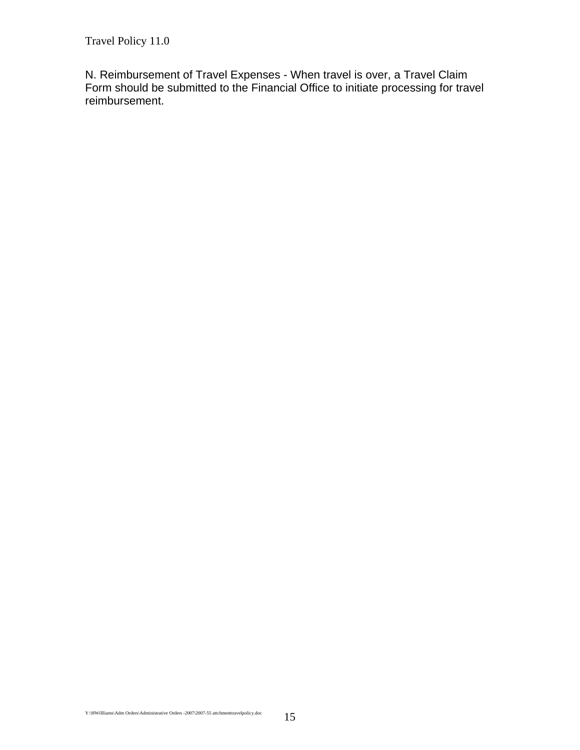N. Reimbursement of Travel Expenses - When travel is over, a Travel Claim Form should be submitted to the Financial Office to initiate processing for travel reimbursement.